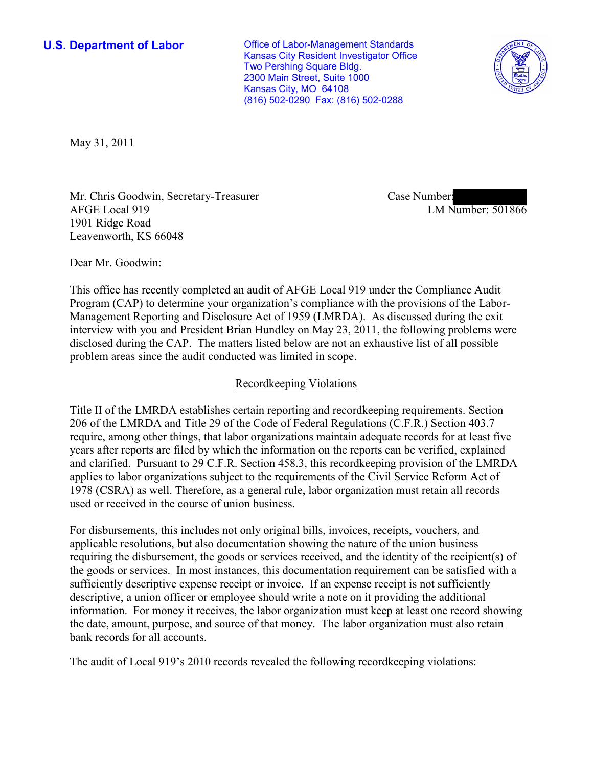**U.S. Department of Labor**

Office of Labor-Management Standards
Kansas City Resident Investigator Office
Two Pershing Square Bldg.
2300 Main Street, Suite 1000
Kansas City, MO 64108
(816) 502-0290 Fax: (816) 502-0288

May 31, 2011

Mr. Chris Goodwin, Secretary-Treasurer
AFGE Local 919
1901 Ridge Road
Leavenworth, KS 66048

Case Number:
LM Number: 501866

Dear Mr. Goodwin:

This office has recently completed an audit of AFGE Local 919 under the Compliance Audit Program (CAP) to determine your organization's compliance with the provisions of the Labor-Management Reporting and Disclosure Act of 1959 (LMRDA). As discussed during the exit interview with you and President Brian Hundley on May 23, 2011, the following problems were disclosed during the CAP. The matters listed below are not an exhaustive list of all possible problem areas since the audit conducted was limited in scope.

## Recordkeeping Violations

Title II of the LMRDA establishes certain reporting and recordkeeping requirements. Section 206 of the LMRDA and Title 29 of the Code of Federal Regulations (C.F.R.) Section 403.7 require, among other things, that labor organizations maintain adequate records for at least five years after reports are filed by which the information on the reports can be verified, explained and clarified. Pursuant to 29 C.F.R. Section 458.3, this recordkeeping provision of the LMRDA applies to labor organizations subject to the requirements of the Civil Service Reform Act of 1978 (CSRA) as well. Therefore, as a general rule, labor organization must retain all records used or received in the course of union business.

For disbursements, this includes not only original bills, invoices, receipts, vouchers, and applicable resolutions, but also documentation showing the nature of the union business requiring the disbursement, the goods or services received, and the identity of the recipient(s) of the goods or services. In most instances, this documentation requirement can be satisfied with a sufficiently descriptive expense receipt or invoice. If an expense receipt is not sufficiently descriptive, a union officer or employee should write a note on it providing the additional information. For money it receives, the labor organization must keep at least one record showing the date, amount, purpose, and source of that money. The labor organization must also retain bank records for all accounts.

The audit of Local 919's 2010 records revealed the following recordkeeping violations: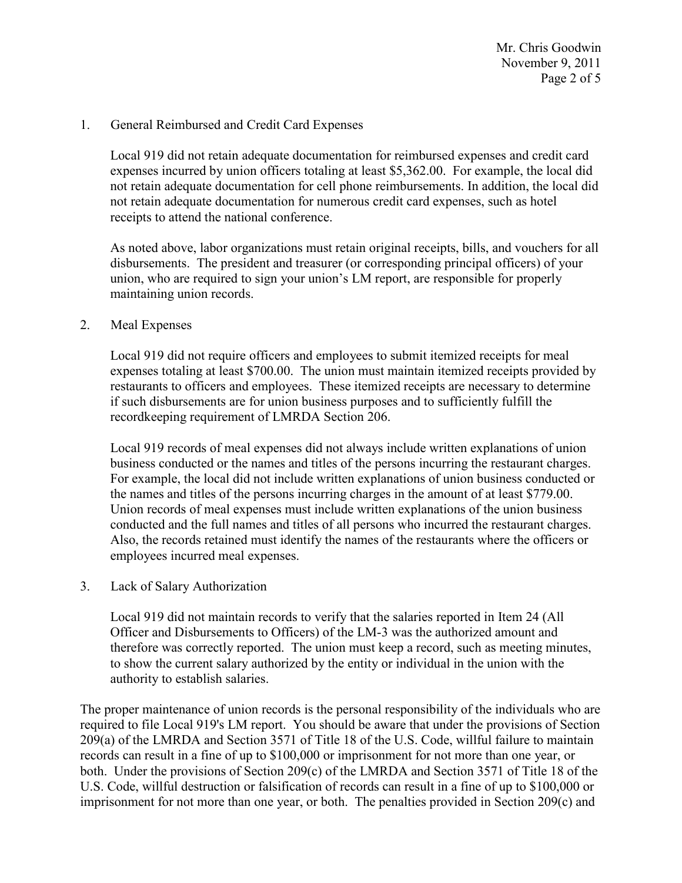1. General Reimbursed and Credit Card Expenses

   Local 919 did not retain adequate documentation for reimbursed expenses and credit card expenses incurred by union officers totaling at least $5,362.00. For example, the local did not retain adequate documentation for cell phone reimbursements. In addition, the local did not retain adequate documentation for numerous credit card expenses, such as hotel receipts to attend the national conference.

   As noted above, labor organizations must retain original receipts, bills, and vouchers for all disbursements. The president and treasurer (or corresponding principal officers) of your union, who are required to sign your union's LM report, are responsible for properly maintaining union records.

2. Meal Expenses

   Local 919 did not require officers and employees to submit itemized receipts for meal expenses totaling at least $700.00. The union must maintain itemized receipts provided by restaurants to officers and employees. These itemized receipts are necessary to determine if such disbursements are for union business purposes and to sufficiently fulfill the recordkeeping requirement of LMRDA Section 206.

   Local 919 records of meal expenses did not always include written explanations of union business conducted or the names and titles of the persons incurring the restaurant charges. For example, the local did not include written explanations of union business conducted or the names and titles of the persons incurring charges in the amount of at least $779.00. Union records of meal expenses must include written explanations of the union business conducted and the full names and titles of all persons who incurred the restaurant charges. Also, the records retained must identify the names of the restaurants where the officers or employees incurred meal expenses.

3. Lack of Salary Authorization

   Local 919 did not maintain records to verify that the salaries reported in Item 24 (All Officer and Disbursements to Officers) of the LM-3 was the authorized amount and therefore was correctly reported. The union must keep a record, such as meeting minutes, to show the current salary authorized by the entity or individual in the union with the authority to establish salaries.

The proper maintenance of union records is the personal responsibility of the individuals who are required to file Local 919's LM report. You should be aware that under the provisions of Section 209(a) of the LMRDA and Section 3571 of Title 18 of the U.S. Code, willful failure to maintain records can result in a fine of up to $100,000 or imprisonment for not more than one year, or both. Under the provisions of Section 209(c) of the LMRDA and Section 3571 of Title 18 of the U.S. Code, willful destruction or falsification of records can result in a fine of up to $100,000 or imprisonment for not more than one year, or both. The penalties provided in Section 209(c) and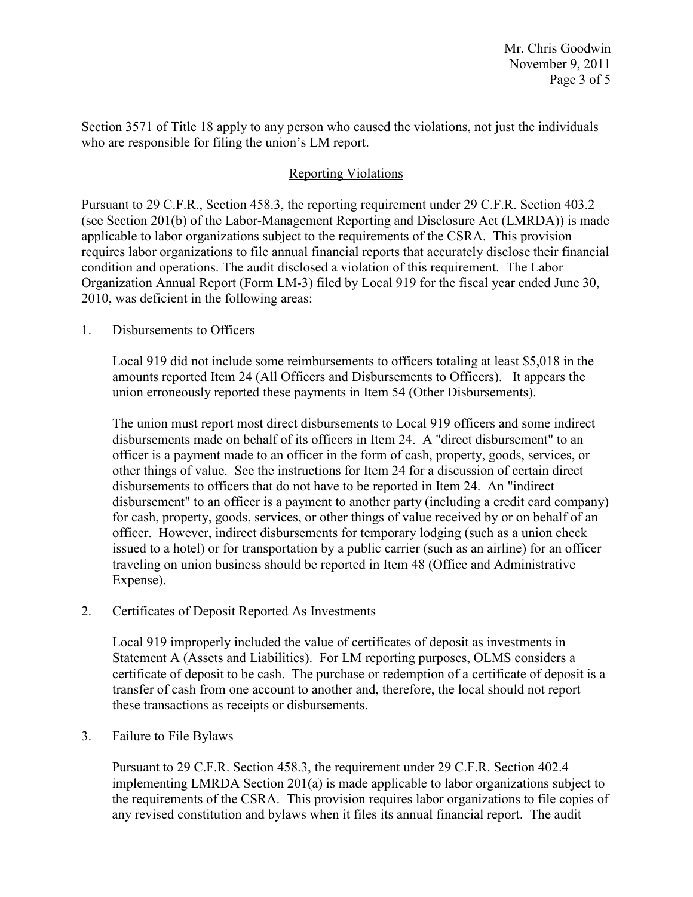Section 3571 of Title 18 apply to any person who caused the violations, not just the individuals who are responsible for filing the union's LM report.

## Reporting Violations

Pursuant to 29 C.F.R., Section 458.3, the reporting requirement under 29 C.F.R. Section 403.2 (see Section 201(b) of the Labor-Management Reporting and Disclosure Act (LMRDA)) is made applicable to labor organizations subject to the requirements of the CSRA. This provision requires labor organizations to file annual financial reports that accurately disclose their financial condition and operations. The audit disclosed a violation of this requirement. The Labor Organization Annual Report (Form LM-3) filed by Local 919 for the fiscal year ended June 30, 2010, was deficient in the following areas:

1. Disbursements to Officers

   Local 919 did not include some reimbursements to officers totaling at least $5,018 in the amounts reported Item 24 (All Officers and Disbursements to Officers). It appears the union erroneously reported these payments in Item 54 (Other Disbursements).

   The union must report most direct disbursements to Local 919 officers and some indirect disbursements made on behalf of its officers in Item 24. A "direct disbursement" to an officer is a payment made to an officer in the form of cash, property, goods, services, or other things of value. See the instructions for Item 24 for a discussion of certain direct disbursements to officers that do not have to be reported in Item 24. An "indirect disbursement" to an officer is a payment to another party (including a credit card company) for cash, property, goods, services, or other things of value received by or on behalf of an officer. However, indirect disbursements for temporary lodging (such as a union check issued to a hotel) or for transportation by a public carrier (such as an airline) for an officer traveling on union business should be reported in Item 48 (Office and Administrative Expense).

2. Certificates of Deposit Reported As Investments

   Local 919 improperly included the value of certificates of deposit as investments in Statement A (Assets and Liabilities). For LM reporting purposes, OLMS considers a certificate of deposit to be cash. The purchase or redemption of a certificate of deposit is a transfer of cash from one account to another and, therefore, the local should not report these transactions as receipts or disbursements.

3. Failure to File Bylaws

   Pursuant to 29 C.F.R. Section 458.3, the requirement under 29 C.F.R. Section 402.4 implementing LMRDA Section 201(a) is made applicable to labor organizations subject to the requirements of the CSRA. This provision requires labor organizations to file copies of any revised constitution and bylaws when it files its annual financial report. The audit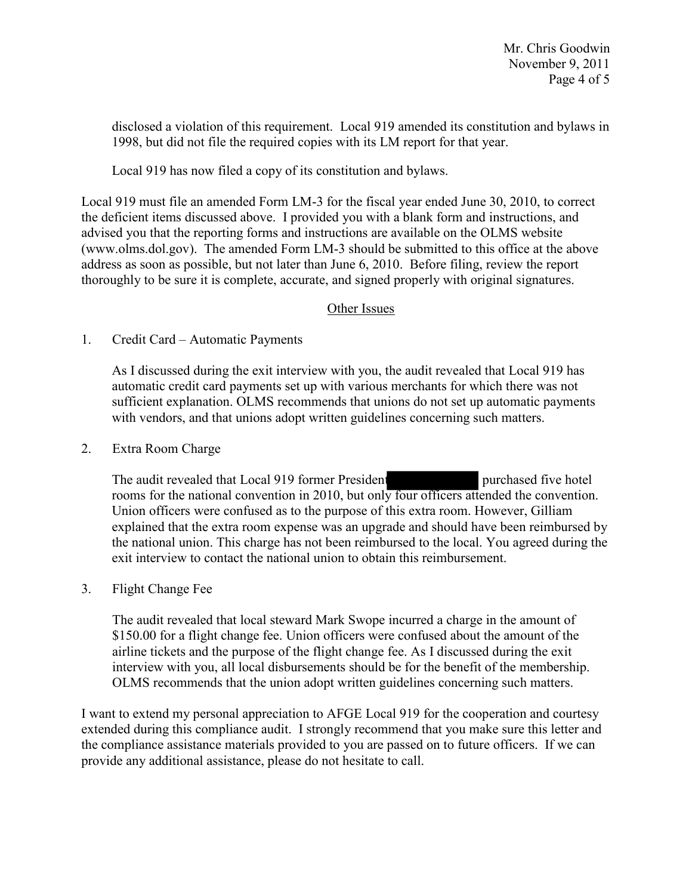disclosed a violation of this requirement. Local 919 amended its constitution and bylaws in 1998, but did not file the required copies with its LM report for that year.

Local 919 has now filed a copy of its constitution and bylaws.

Local 919 must file an amended Form LM-3 for the fiscal year ended June 30, 2010, to correct the deficient items discussed above. I provided you with a blank form and instructions, and advised you that the reporting forms and instructions are available on the OLMS website (www.olms.dol.gov). The amended Form LM-3 should be submitted to this office at the above address as soon as possible, but not later than June 6, 2010. Before filing, review the report thoroughly to be sure it is complete, accurate, and signed properly with original signatures.

## Other Issues

1. Credit Card – Automatic Payments

   As I discussed during the exit interview with you, the audit revealed that Local 919 has automatic credit card payments set up with various merchants for which there was not sufficient explanation. OLMS recommends that unions do not set up automatic payments with vendors, and that unions adopt written guidelines concerning such matters.

2. Extra Room Charge

   The audit revealed that Local 919 former President [REDACTED] purchased five hotel rooms for the national convention in 2010, but only four officers attended the convention. Union officers were confused as to the purpose of this extra room. However, Gilliam explained that the extra room expense was an upgrade and should have been reimbursed by the national union. This charge has not been reimbursed to the local. You agreed during the exit interview to contact the national union to obtain this reimbursement.

3. Flight Change Fee

   The audit revealed that local steward Mark Swope incurred a charge in the amount of $150.00 for a flight change fee. Union officers were confused about the amount of the airline tickets and the purpose of the flight change fee. As I discussed during the exit interview with you, all local disbursements should be for the benefit of the membership. OLMS recommends that the union adopt written guidelines concerning such matters.

I want to extend my personal appreciation to AFGE Local 919 for the cooperation and courtesy extended during this compliance audit. I strongly recommend that you make sure this letter and the compliance assistance materials provided to you are passed on to future officers. If we can provide any additional assistance, please do not hesitate to call.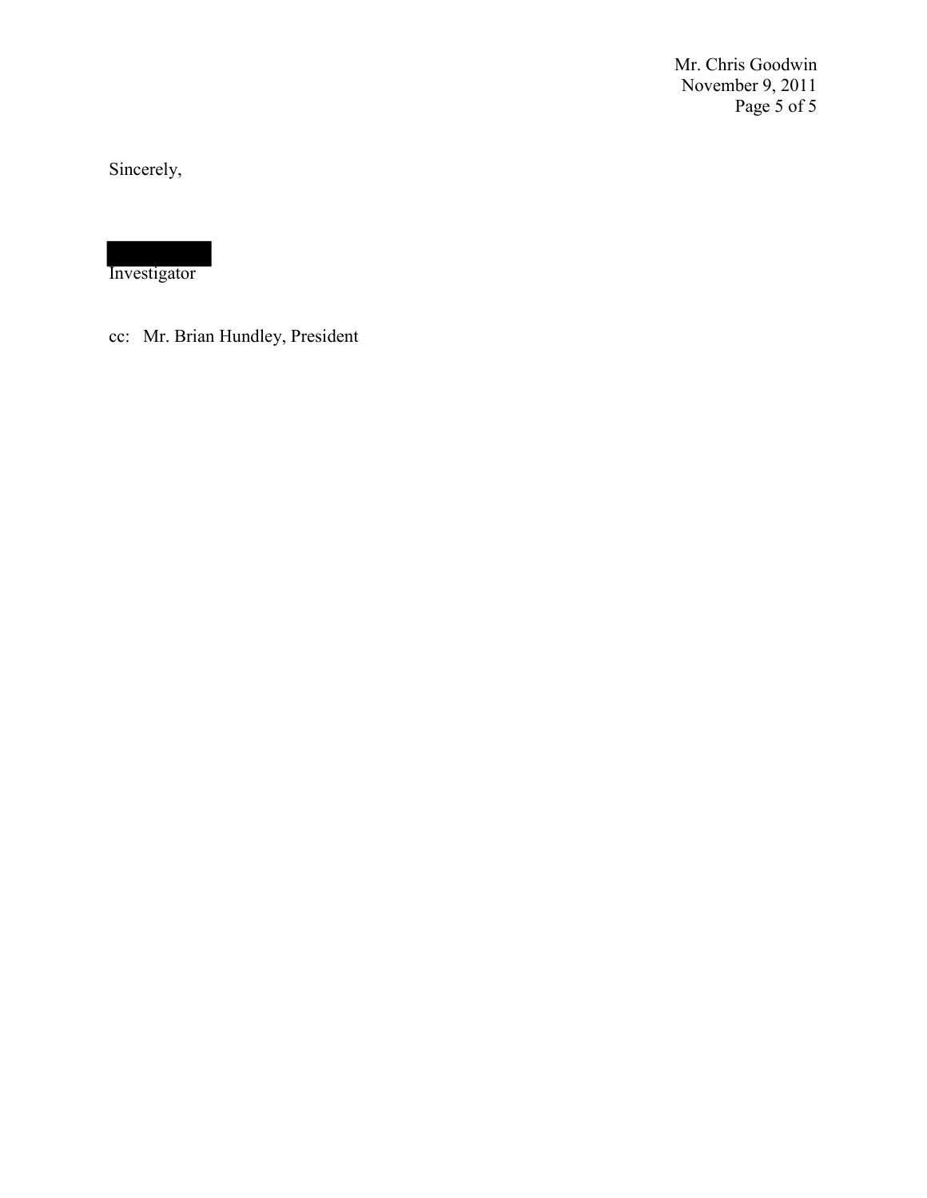Sincerely,

Investigator

cc: Mr. Brian Hundley, President